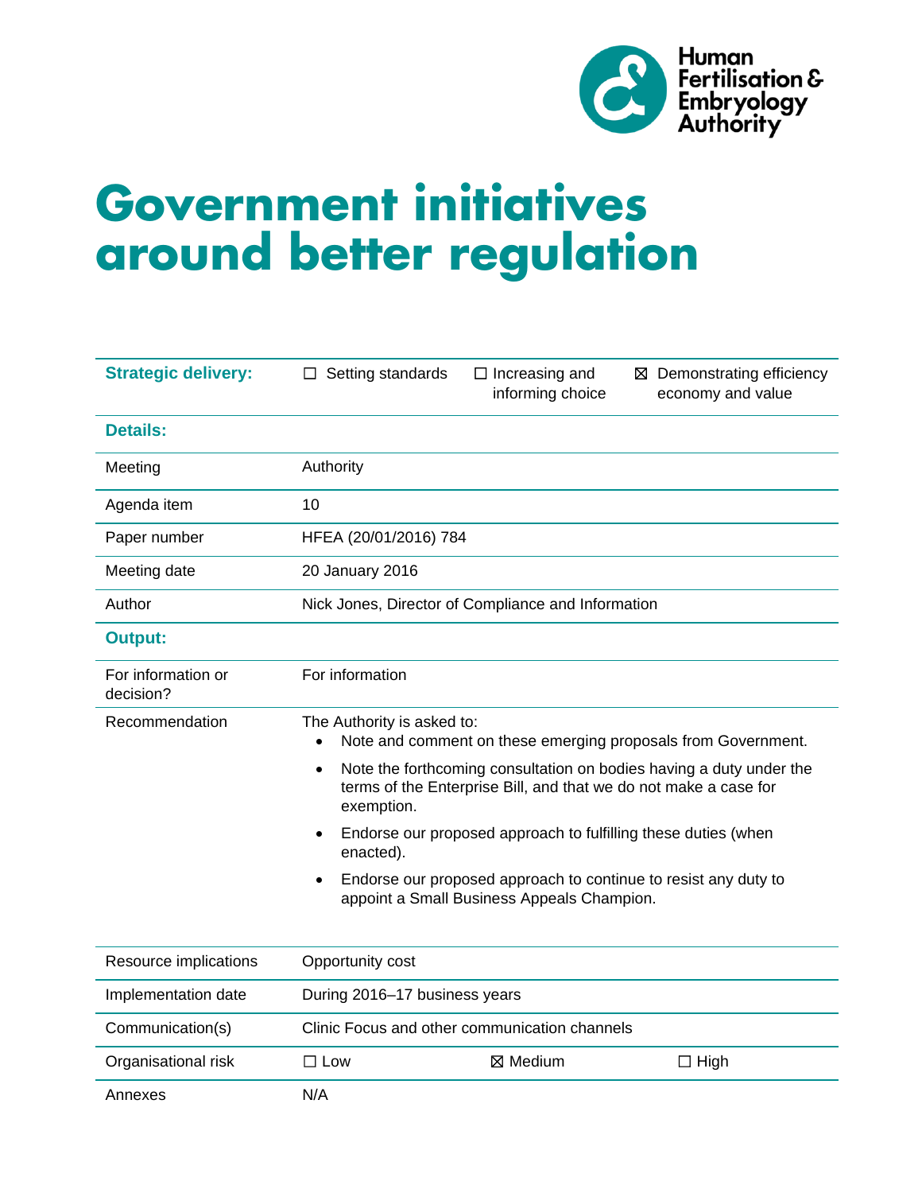Human Fertilisation & Embryology Authority

# Government initiatives around better regulation

| | | | |
|---|---|---|---|
| **Strategic delivery:** | ☐ Setting standards | ☐ Increasing and informing choice | ☒ Demonstrating efficiency economy and value |
| **Details:** | | | |
| Meeting | Authority | | |
| Agenda item | 10 | | |
| Paper number | HFEA (20/01/2016) 784 | | |
| Meeting date | 20 January 2016 | | |
| Author | Nick Jones, Director of Compliance and Information | | |
| **Output:** | | | |
| For information or decision? | For information | | |
| Recommendation | The Authority is asked to:<br>• Note and comment on these emerging proposals from Government.<br>• Note the forthcoming consultation on bodies having a duty under the terms of the Enterprise Bill, and that we do not make a case for exemption.<br>• Endorse our proposed approach to fulfilling these duties (when enacted).<br>• Endorse our proposed approach to continue to resist any duty to appoint a Small Business Appeals Champion. | | |
| Resource implications | Opportunity cost | | |
| Implementation date | During 2016–17 business years | | |
| Communication(s) | Clinic Focus and other communication channels | | |
| Organisational risk | ☐ Low | ☒ Medium | ☐ High |
| Annexes | N/A | | |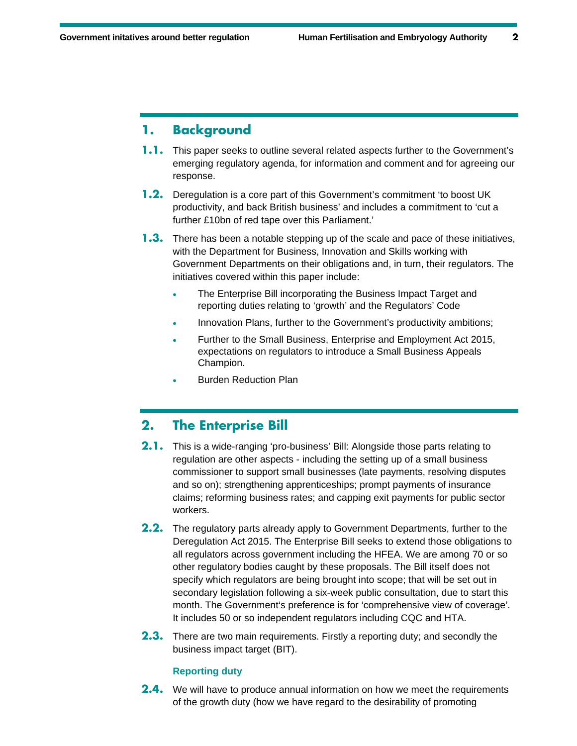## 1. Background

**1.1.** This paper seeks to outline several related aspects further to the Government's emerging regulatory agenda, for information and comment and for agreeing our response.

**1.2.** Deregulation is a core part of this Government's commitment 'to boost UK productivity, and back British business' and includes a commitment to 'cut a further £10bn of red tape over this Parliament.'

**1.3.** There has been a notable stepping up of the scale and pace of these initiatives, with the Department for Business, Innovation and Skills working with Government Departments on their obligations and, in turn, their regulators. The initiatives covered within this paper include:

- The Enterprise Bill incorporating the Business Impact Target and reporting duties relating to 'growth' and the Regulators' Code
- Innovation Plans, further to the Government's productivity ambitions;
- Further to the Small Business, Enterprise and Employment Act 2015, expectations on regulators to introduce a Small Business Appeals Champion.
- Burden Reduction Plan

## 2. The Enterprise Bill

**2.1.** This is a wide-ranging 'pro-business' Bill: Alongside those parts relating to regulation are other aspects - including the setting up of a small business commissioner to support small businesses (late payments, resolving disputes and so on); strengthening apprenticeships; prompt payments of insurance claims; reforming business rates; and capping exit payments for public sector workers.

**2.2.** The regulatory parts already apply to Government Departments, further to the Deregulation Act 2015. The Enterprise Bill seeks to extend those obligations to all regulators across government including the HFEA. We are among 70 or so other regulatory bodies caught by these proposals. The Bill itself does not specify which regulators are being brought into scope; that will be set out in secondary legislation following a six-week public consultation, due to start this month. The Government's preference is for 'comprehensive view of coverage'. It includes 50 or so independent regulators including CQC and HTA.

**2.3.** There are two main requirements. Firstly a reporting duty; and secondly the business impact target (BIT).

### Reporting duty

**2.4.** We will have to produce annual information on how we meet the requirements of the growth duty (how we have regard to the desirability of promoting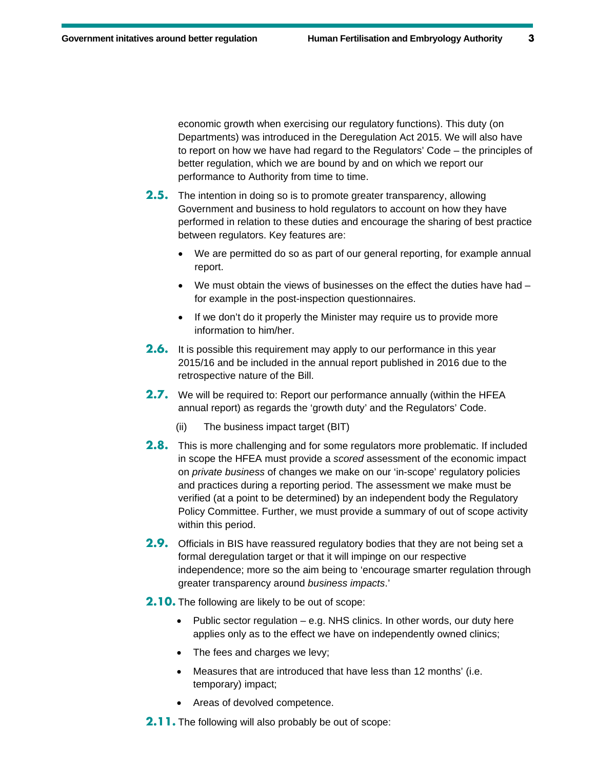economic growth when exercising our regulatory functions). This duty (on Departments) was introduced in the Deregulation Act 2015. We will also have to report on how we have had regard to the Regulators' Code – the principles of better regulation, which we are bound by and on which we report our performance to Authority from time to time.

**2.5.** The intention in doing so is to promote greater transparency, allowing Government and business to hold regulators to account on how they have performed in relation to these duties and encourage the sharing of best practice between regulators. Key features are:

- We are permitted do so as part of our general reporting, for example annual report.
- We must obtain the views of businesses on the effect the duties have had – for example in the post-inspection questionnaires.
- If we don't do it properly the Minister may require us to provide more information to him/her.

**2.6.** It is possible this requirement may apply to our performance in this year 2015/16 and be included in the annual report published in 2016 due to the retrospective nature of the Bill.

**2.7.** We will be required to: Report our performance annually (within the HFEA annual report) as regards the 'growth duty' and the Regulators' Code.

(ii) The business impact target (BIT)

**2.8.** This is more challenging and for some regulators more problematic. If included in scope the HFEA must provide a *scored* assessment of the economic impact on *private business* of changes we make on our 'in-scope' regulatory policies and practices during a reporting period. The assessment we make must be verified (at a point to be determined) by an independent body the Regulatory Policy Committee. Further, we must provide a summary of out of scope activity within this period.

**2.9.** Officials in BIS have reassured regulatory bodies that they are not being set a formal deregulation target or that it will impinge on our respective independence; more so the aim being to 'encourage smarter regulation through greater transparency around *business impacts*.'

**2.10.** The following are likely to be out of scope:

- Public sector regulation – e.g. NHS clinics. In other words, our duty here applies only as to the effect we have on independently owned clinics;
- The fees and charges we levy;
- Measures that are introduced that have less than 12 months' (i.e. temporary) impact;
- Areas of devolved competence.

**2.11.** The following will also probably be out of scope: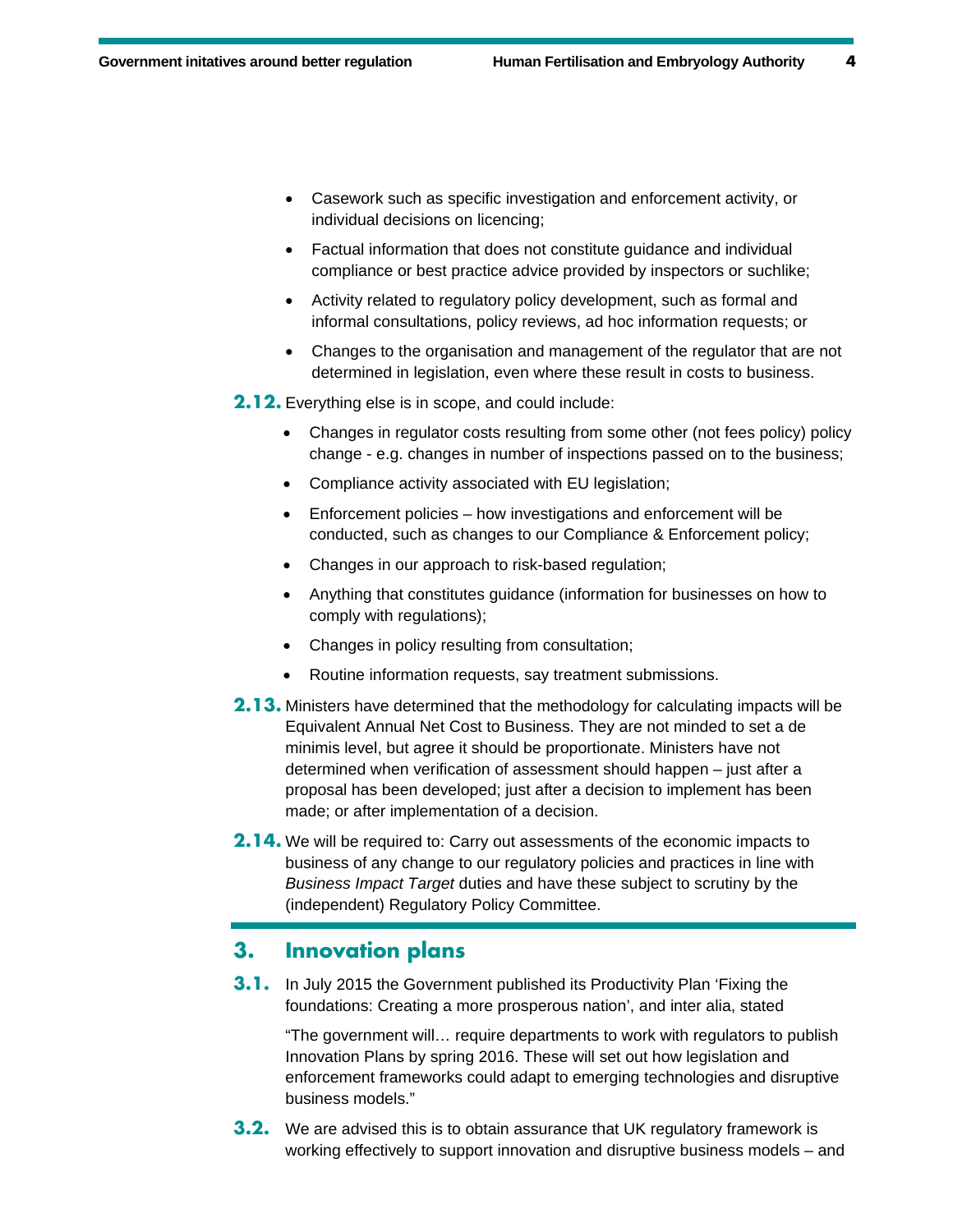- Casework such as specific investigation and enforcement activity, or individual decisions on licencing;
- Factual information that does not constitute guidance and individual compliance or best practice advice provided by inspectors or suchlike;
- Activity related to regulatory policy development, such as formal and informal consultations, policy reviews, ad hoc information requests; or
- Changes to the organisation and management of the regulator that are not determined in legislation, even where these result in costs to business.

**2.12.** Everything else is in scope, and could include:

- Changes in regulator costs resulting from some other (not fees policy) policy change - e.g. changes in number of inspections passed on to the business;
- Compliance activity associated with EU legislation;
- Enforcement policies – how investigations and enforcement will be conducted, such as changes to our Compliance & Enforcement policy;
- Changes in our approach to risk-based regulation;
- Anything that constitutes guidance (information for businesses on how to comply with regulations);
- Changes in policy resulting from consultation;
- Routine information requests, say treatment submissions.

**2.13.** Ministers have determined that the methodology for calculating impacts will be Equivalent Annual Net Cost to Business. They are not minded to set a de minimis level, but agree it should be proportionate. Ministers have not determined when verification of assessment should happen – just after a proposal has been developed; just after a decision to implement has been made; or after implementation of a decision.

**2.14.** We will be required to: Carry out assessments of the economic impacts to business of any change to our regulatory policies and practices in line with *Business Impact Target* duties and have these subject to scrutiny by the (independent) Regulatory Policy Committee.

## 3. Innovation plans

**3.1.** In July 2015 the Government published its Productivity Plan 'Fixing the foundations: Creating a more prosperous nation', and inter alia, stated

"The government will… require departments to work with regulators to publish Innovation Plans by spring 2016. These will set out how legislation and enforcement frameworks could adapt to emerging technologies and disruptive business models."

**3.2.** We are advised this is to obtain assurance that UK regulatory framework is working effectively to support innovation and disruptive business models – and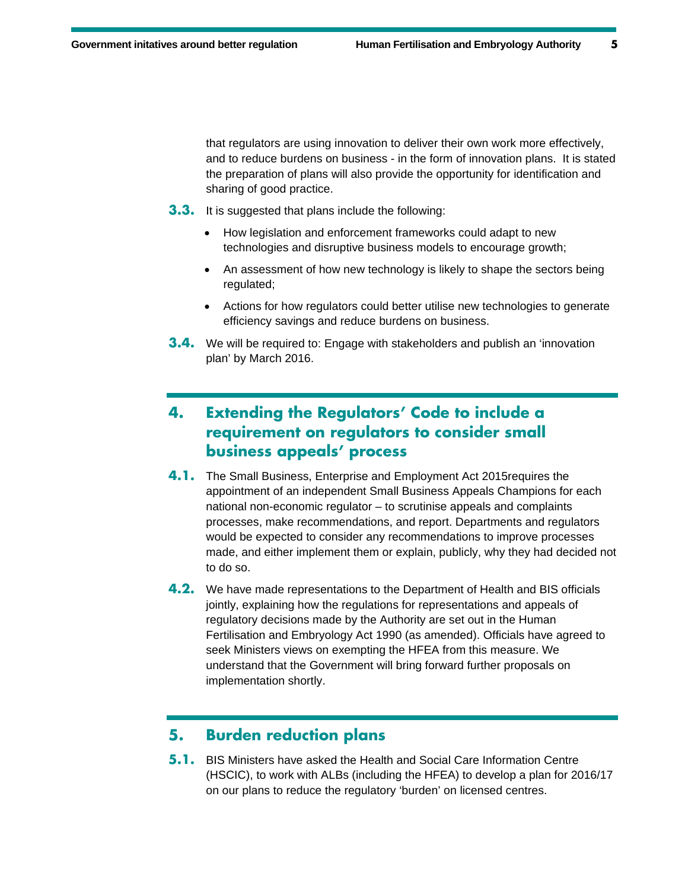that regulators are using innovation to deliver their own work more effectively, and to reduce burdens on business - in the form of innovation plans. It is stated the preparation of plans will also provide the opportunity for identification and sharing of good practice.

**3.3.** It is suggested that plans include the following:

- How legislation and enforcement frameworks could adapt to new technologies and disruptive business models to encourage growth;
- An assessment of how new technology is likely to shape the sectors being regulated;
- Actions for how regulators could better utilise new technologies to generate efficiency savings and reduce burdens on business.

**3.4.** We will be required to: Engage with stakeholders and publish an 'innovation plan' by March 2016.

## 4. Extending the Regulators' Code to include a requirement on regulators to consider small business appeals' process

**4.1.** The Small Business, Enterprise and Employment Act 2015requires the appointment of an independent Small Business Appeals Champions for each national non-economic regulator – to scrutinise appeals and complaints processes, make recommendations, and report. Departments and regulators would be expected to consider any recommendations to improve processes made, and either implement them or explain, publicly, why they had decided not to do so.

**4.2.** We have made representations to the Department of Health and BIS officials jointly, explaining how the regulations for representations and appeals of regulatory decisions made by the Authority are set out in the Human Fertilisation and Embryology Act 1990 (as amended). Officials have agreed to seek Ministers views on exempting the HFEA from this measure. We understand that the Government will bring forward further proposals on implementation shortly.

## 5. Burden reduction plans

**5.1.** BIS Ministers have asked the Health and Social Care Information Centre (HSCIC), to work with ALBs (including the HFEA) to develop a plan for 2016/17 on our plans to reduce the regulatory 'burden' on licensed centres.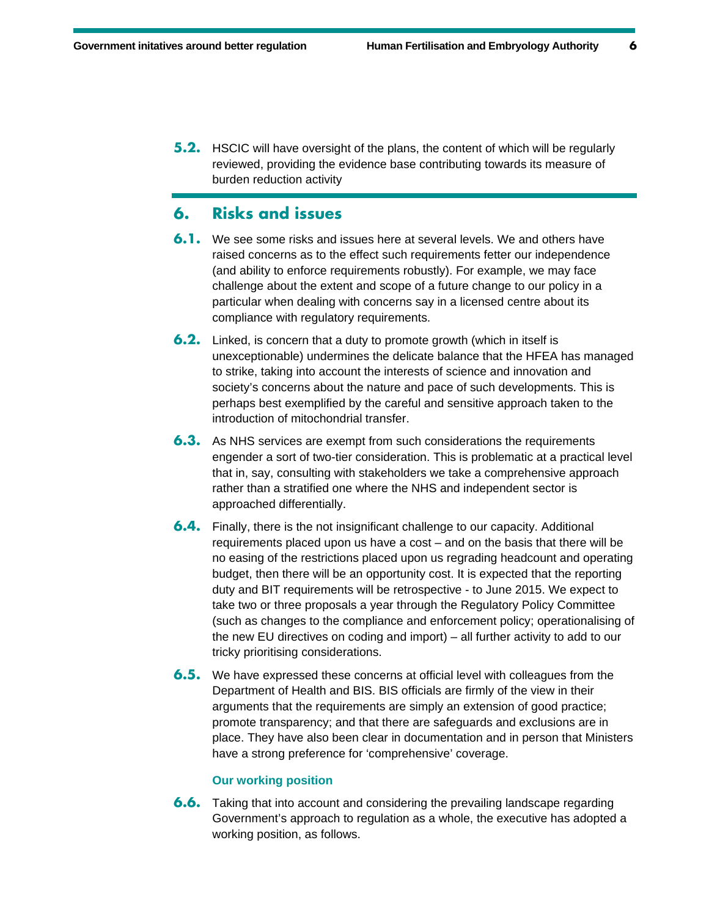**5.2.** HSCIC will have oversight of the plans, the content of which will be regularly reviewed, providing the evidence base contributing towards its measure of burden reduction activity

## 6. Risks and issues

**6.1.** We see some risks and issues here at several levels. We and others have raised concerns as to the effect such requirements fetter our independence (and ability to enforce requirements robustly). For example, we may face challenge about the extent and scope of a future change to our policy in a particular when dealing with concerns say in a licensed centre about its compliance with regulatory requirements.

**6.2.** Linked, is concern that a duty to promote growth (which in itself is unexceptionable) undermines the delicate balance that the HFEA has managed to strike, taking into account the interests of science and innovation and society's concerns about the nature and pace of such developments. This is perhaps best exemplified by the careful and sensitive approach taken to the introduction of mitochondrial transfer.

**6.3.** As NHS services are exempt from such considerations the requirements engender a sort of two-tier consideration. This is problematic at a practical level that in, say, consulting with stakeholders we take a comprehensive approach rather than a stratified one where the NHS and independent sector is approached differentially.

**6.4.** Finally, there is the not insignificant challenge to our capacity. Additional requirements placed upon us have a cost – and on the basis that there will be no easing of the restrictions placed upon us regrading headcount and operating budget, then there will be an opportunity cost. It is expected that the reporting duty and BIT requirements will be retrospective - to June 2015. We expect to take two or three proposals a year through the Regulatory Policy Committee (such as changes to the compliance and enforcement policy; operationalising of the new EU directives on coding and import) – all further activity to add to our tricky prioritising considerations.

**6.5.** We have expressed these concerns at official level with colleagues from the Department of Health and BIS. BIS officials are firmly of the view in their arguments that the requirements are simply an extension of good practice; promote transparency; and that there are safeguards and exclusions are in place. They have also been clear in documentation and in person that Ministers have a strong preference for 'comprehensive' coverage.

### Our working position

**6.6.** Taking that into account and considering the prevailing landscape regarding Government's approach to regulation as a whole, the executive has adopted a working position, as follows.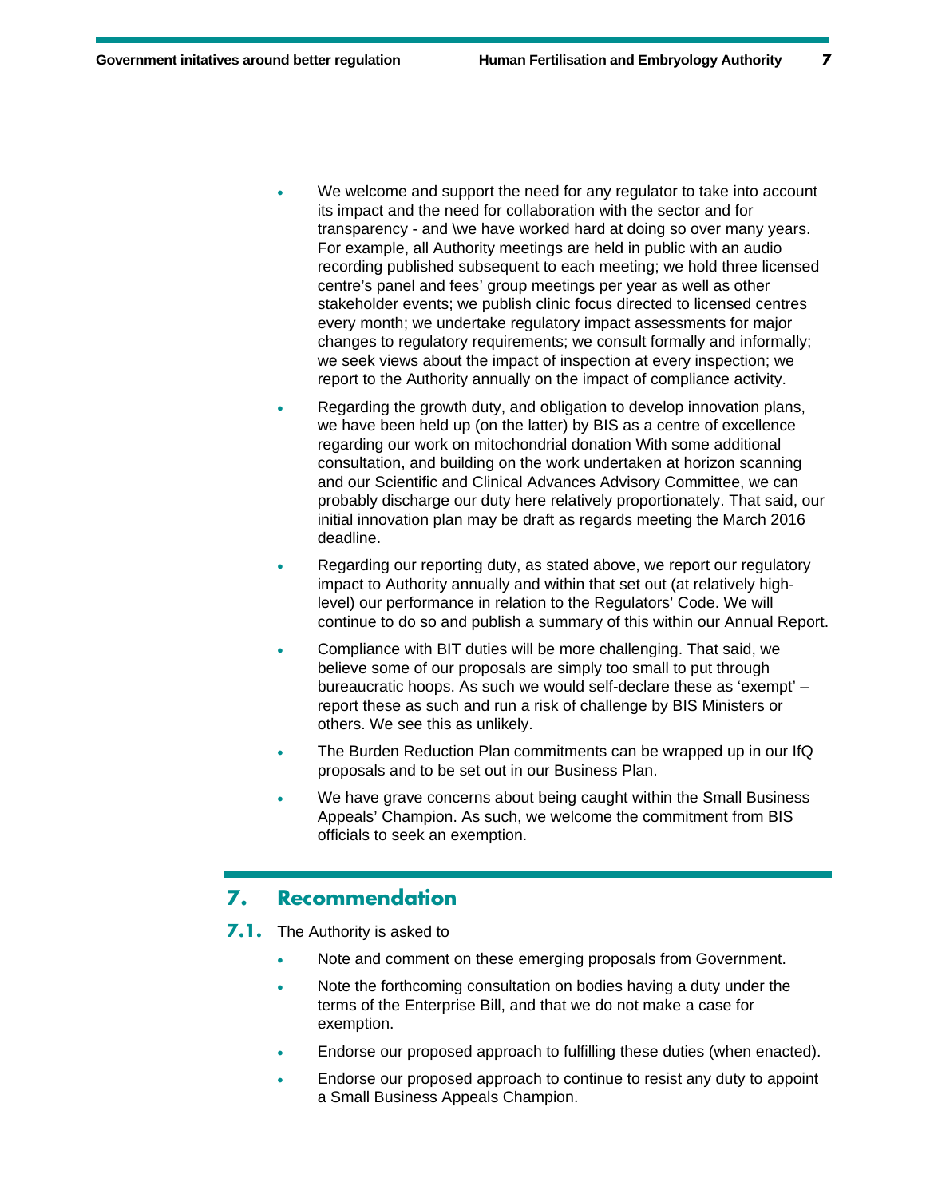- We welcome and support the need for any regulator to take into account its impact and the need for collaboration with the sector and for transparency - and \we have worked hard at doing so over many years. For example, all Authority meetings are held in public with an audio recording published subsequent to each meeting; we hold three licensed centre's panel and fees' group meetings per year as well as other stakeholder events; we publish clinic focus directed to licensed centres every month; we undertake regulatory impact assessments for major changes to regulatory requirements; we consult formally and informally; we seek views about the impact of inspection at every inspection; we report to the Authority annually on the impact of compliance activity.
- Regarding the growth duty, and obligation to develop innovation plans, we have been held up (on the latter) by BIS as a centre of excellence regarding our work on mitochondrial donation With some additional consultation, and building on the work undertaken at horizon scanning and our Scientific and Clinical Advances Advisory Committee, we can probably discharge our duty here relatively proportionately. That said, our initial innovation plan may be draft as regards meeting the March 2016 deadline.
- Regarding our reporting duty, as stated above, we report our regulatory impact to Authority annually and within that set out (at relatively high-level) our performance in relation to the Regulators' Code. We will continue to do so and publish a summary of this within our Annual Report.
- Compliance with BIT duties will be more challenging. That said, we believe some of our proposals are simply too small to put through bureaucratic hoops. As such we would self-declare these as 'exempt' – report these as such and run a risk of challenge by BIS Ministers or others. We see this as unlikely.
- The Burden Reduction Plan commitments can be wrapped up in our IfQ proposals and to be set out in our Business Plan.
- We have grave concerns about being caught within the Small Business Appeals' Champion. As such, we welcome the commitment from BIS officials to seek an exemption.

## 7. Recommendation

**7.1.** The Authority is asked to

- Note and comment on these emerging proposals from Government.
- Note the forthcoming consultation on bodies having a duty under the terms of the Enterprise Bill, and that we do not make a case for exemption.
- Endorse our proposed approach to fulfilling these duties (when enacted).
- Endorse our proposed approach to continue to resist any duty to appoint a Small Business Appeals Champion.